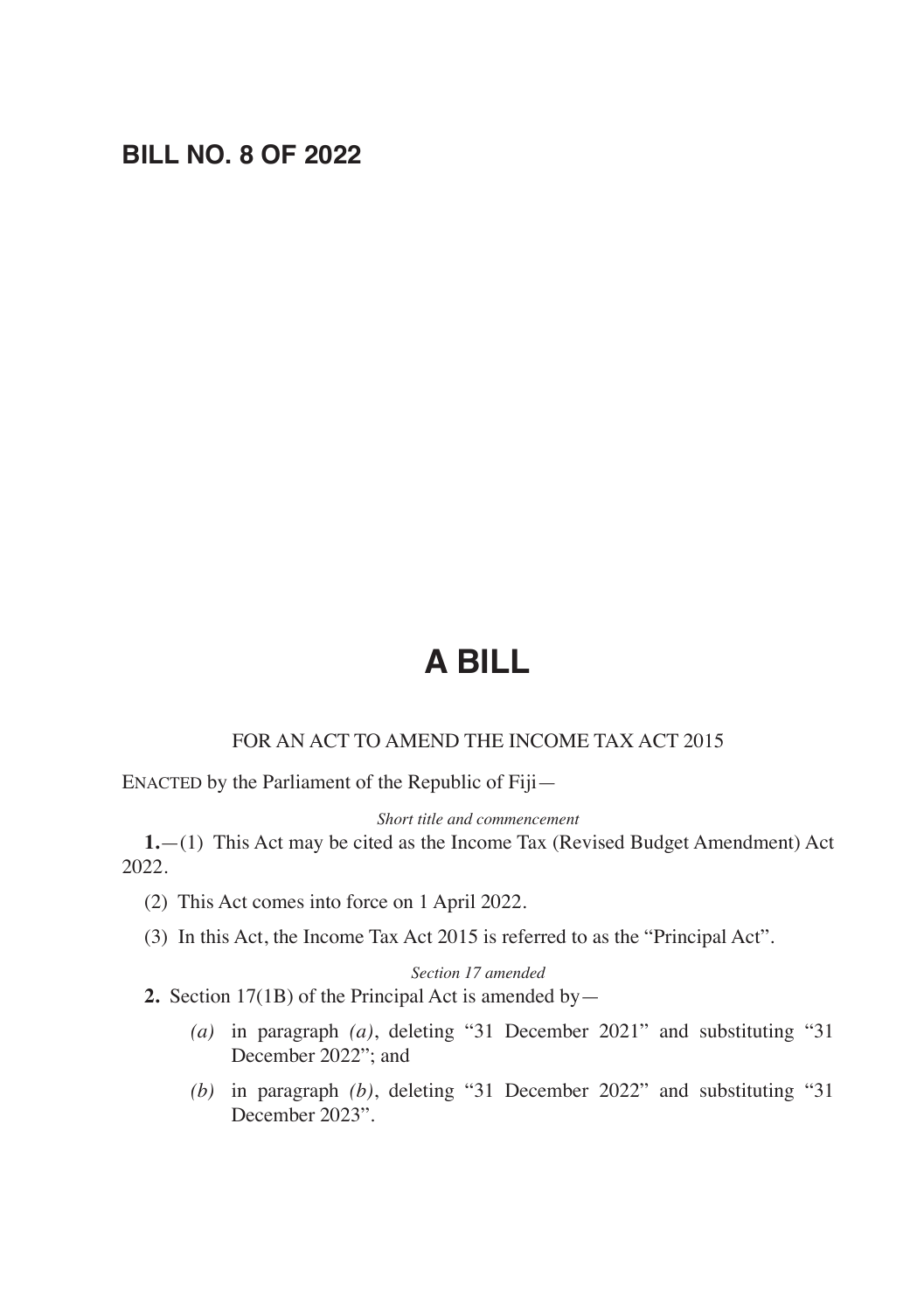**BILL NO. 8 OF 2022**

# A BILL

FOR AN ACT TO AMEND THE INCOME TAX ACT 2015

ENACTED by the Parliament of the Republic of Fiji—

*Short title and commencement*

**1.**—(1) This Act may be cited as the Income Tax (Revised Budget Amendment) Act 2022.

(2) This Act comes into force on 1 April 2022.

(3) In this Act, the Income Tax Act 2015 is referred to as the "Principal Act".

*Section 17 amended*

**2.** Section 17(1B) of the Principal Act is amended by—

*(a)* in paragraph *(a)*, deleting "31 December 2021" and substituting "31 December 2022"; and

*(b)* in paragraph *(b)*, deleting "31 December 2022" and substituting "31 December 2023".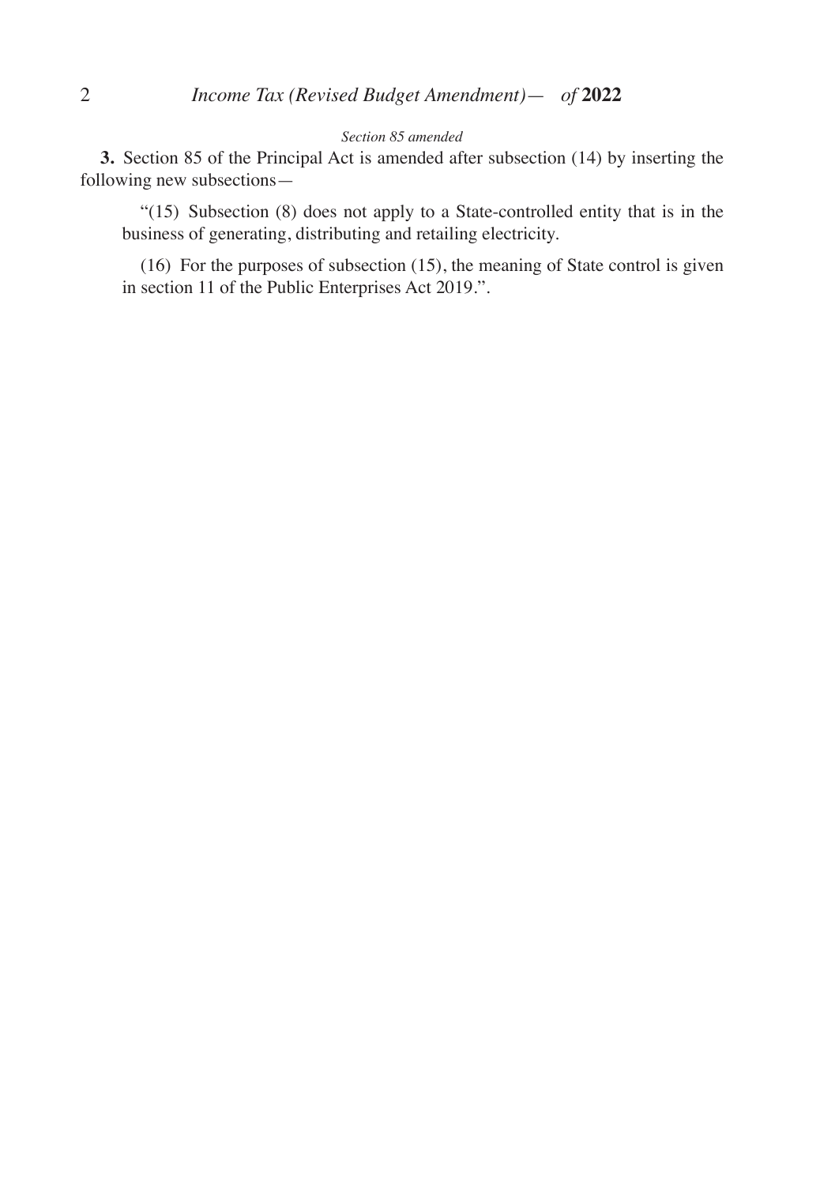*Section 85 amended*

**3.** Section 85 of the Principal Act is amended after subsection (14) by inserting the following new subsections—

"(15) Subsection (8) does not apply to a State-controlled entity that is in the business of generating, distributing and retailing electricity.

(16) For the purposes of subsection (15), the meaning of State control is given in section 11 of the Public Enterprises Act 2019.".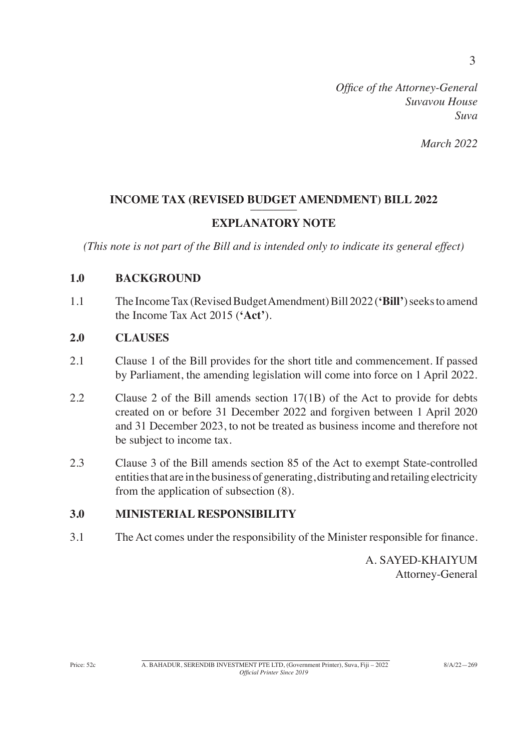*Office of the Attorney-General*
*Suvavou House*
*Suva*

*March 2022*

## INCOME TAX (REVISED BUDGET AMENDMENT) BILL 2022

## EXPLANATORY NOTE

*(This note is not part of the Bill and is intended only to indicate its general effect)*

### 1.0 BACKGROUND

1.1 The Income Tax (Revised Budget Amendment) Bill 2022 (**'Bill'**) seeks to amend the Income Tax Act 2015 (**'Act'**).

### 2.0 CLAUSES

2.1 Clause 1 of the Bill provides for the short title and commencement. If passed by Parliament, the amending legislation will come into force on 1 April 2022.

2.2 Clause 2 of the Bill amends section 17(1B) of the Act to provide for debts created on or before 31 December 2022 and forgiven between 1 April 2020 and 31 December 2023, to not be treated as business income and therefore not be subject to income tax.

2.3 Clause 3 of the Bill amends section 85 of the Act to exempt State-controlled entities that are in the business of generating, distributing and retailing electricity from the application of subsection (8).

### 3.0 MINISTERIAL RESPONSIBILITY

3.1 The Act comes under the responsibility of the Minister responsible for finance.

A. SAYED-KHAIYUM
Attorney-General

Price: 52c

A. BAHADUR, SERENDIB INVESTMENT PTE LTD, (Government Printer), Suva, Fiji – 2022
*Official Printer Since 2019*

8/A/22—269